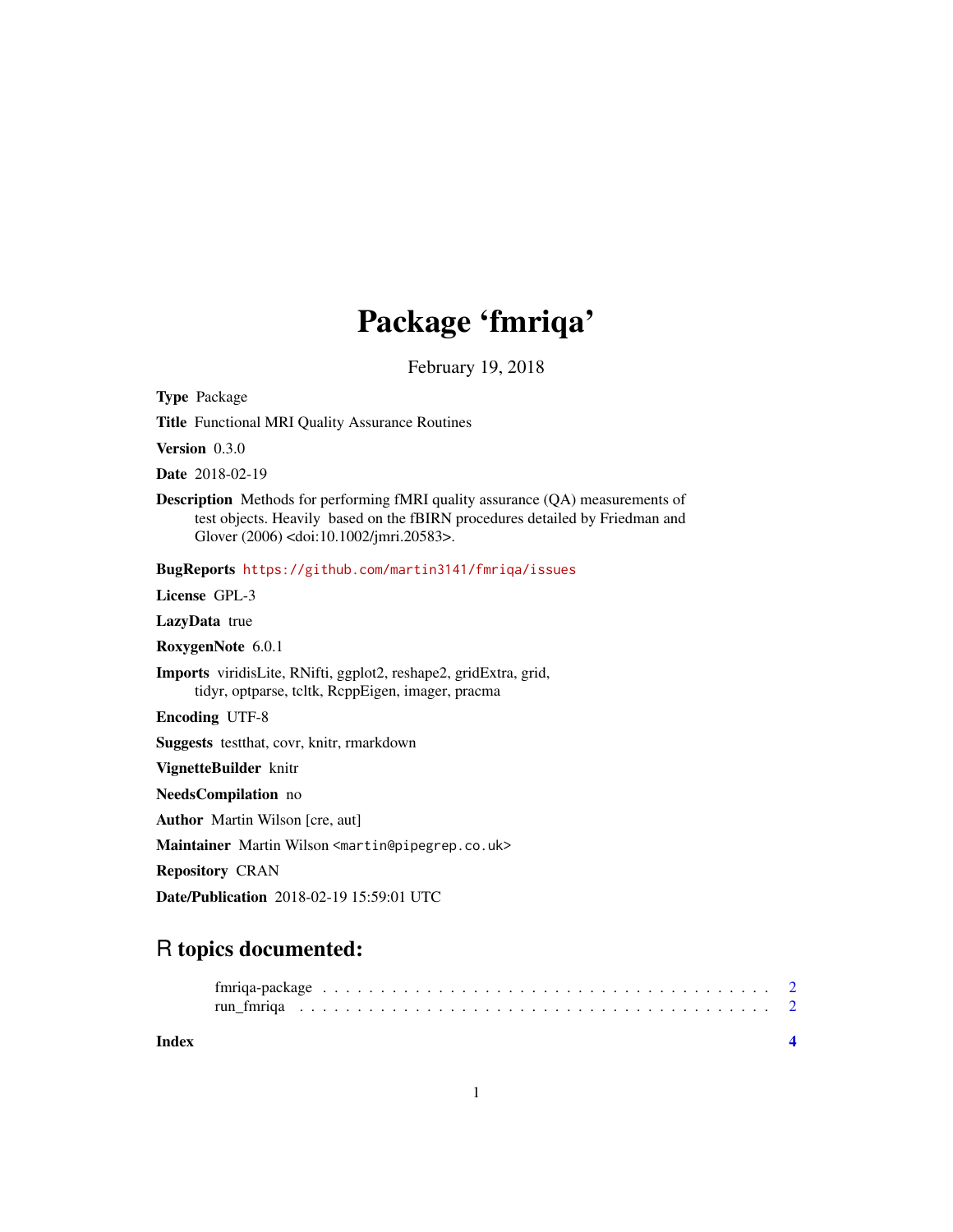# Package 'fmriqa'

February 19, 2018

**Type** Package

**Title** Functional MRI Quality Assurance Routines

**Version** 0.3.0

**Date** 2018-02-19

**Description** Methods for performing fMRI quality assurance (QA) measurements of test objects. Heavily based on the fBIRN procedures detailed by Friedman and Glover (2006) <doi:10.1002/jmri.20583>.

**BugReports** https://github.com/martin3141/fmriqa/issues

**License** GPL-3

**LazyData** true

**RoxygenNote** 6.0.1

**Imports** viridisLite, RNifti, ggplot2, reshape2, gridExtra, grid, tidyr, optparse, tcltk, RcppEigen, imager, pracma

**Encoding** UTF-8

**Suggests** testthat, covr, knitr, rmarkdown

**VignetteBuilder** knitr

**NeedsCompilation** no

**Author** Martin Wilson [cre, aut]

**Maintainer** Martin Wilson <martin@pipegrep.co.uk>

**Repository** CRAN

**Date/Publication** 2018-02-19 15:59:01 UTC

## R topics documented:

fmriqa-package . . . . . . . . . . . . . . . . . . . . . . . . . . . . . . . . . . . . . . . . 2
run_fmriqa . . . . . . . . . . . . . . . . . . . . . . . . . . . . . . . . . . . . . . . . . . 2

**Index** **4**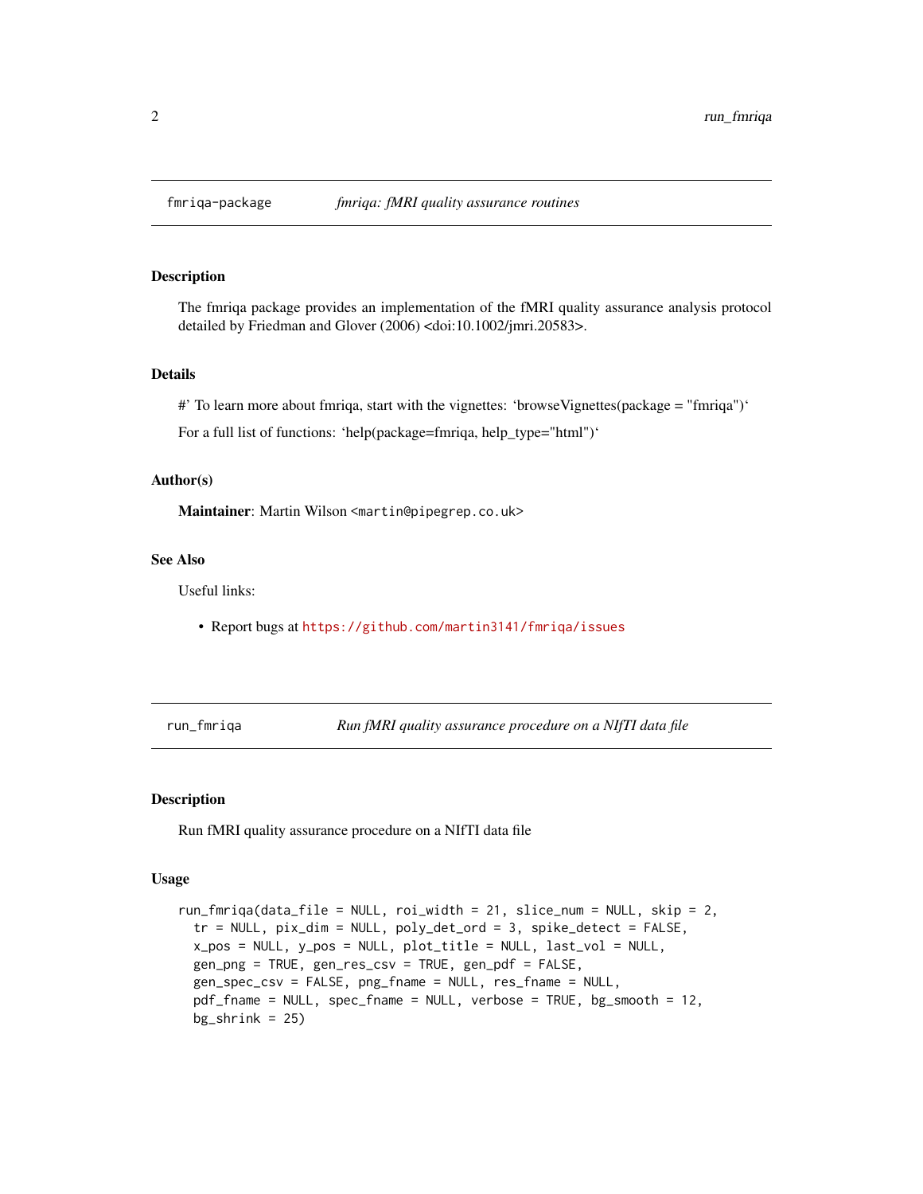fmriqa-package *fmriqa: fMRI quality assurance routines*

## Description

The fmriqa package provides an implementation of the fMRI quality assurance analysis protocol detailed by Friedman and Glover (2006) <doi:10.1002/jmri.20583>.

## Details

#' To learn more about fmriqa, start with the vignettes: 'browseVignettes(package = "fmriqa")'

For a full list of functions: 'help(package=fmriqa, help_type="html")'

## Author(s)

**Maintainer**: Martin Wilson <martin@pipegrep.co.uk>

## See Also

Useful links:

- Report bugs at https://github.com/martin3141/fmriqa/issues

---

run_fmriqa *Run fMRI quality assurance procedure on a NIfTI data file*

## Description

Run fMRI quality assurance procedure on a NIfTI data file

## Usage

```
run_fmriqa(data_file = NULL, roi_width = 21, slice_num = NULL, skip = 2,
  tr = NULL, pix_dim = NULL, poly_det_ord = 3, spike_detect = FALSE,
  x_pos = NULL, y_pos = NULL, plot_title = NULL, last_vol = NULL,
  gen_png = TRUE, gen_res_csv = TRUE, gen_pdf = FALSE,
  gen_spec_csv = FALSE, png_fname = NULL, res_fname = NULL,
  pdf_fname = NULL, spec_fname = NULL, verbose = TRUE, bg_smooth = 12,
  bg_shrink = 25)
```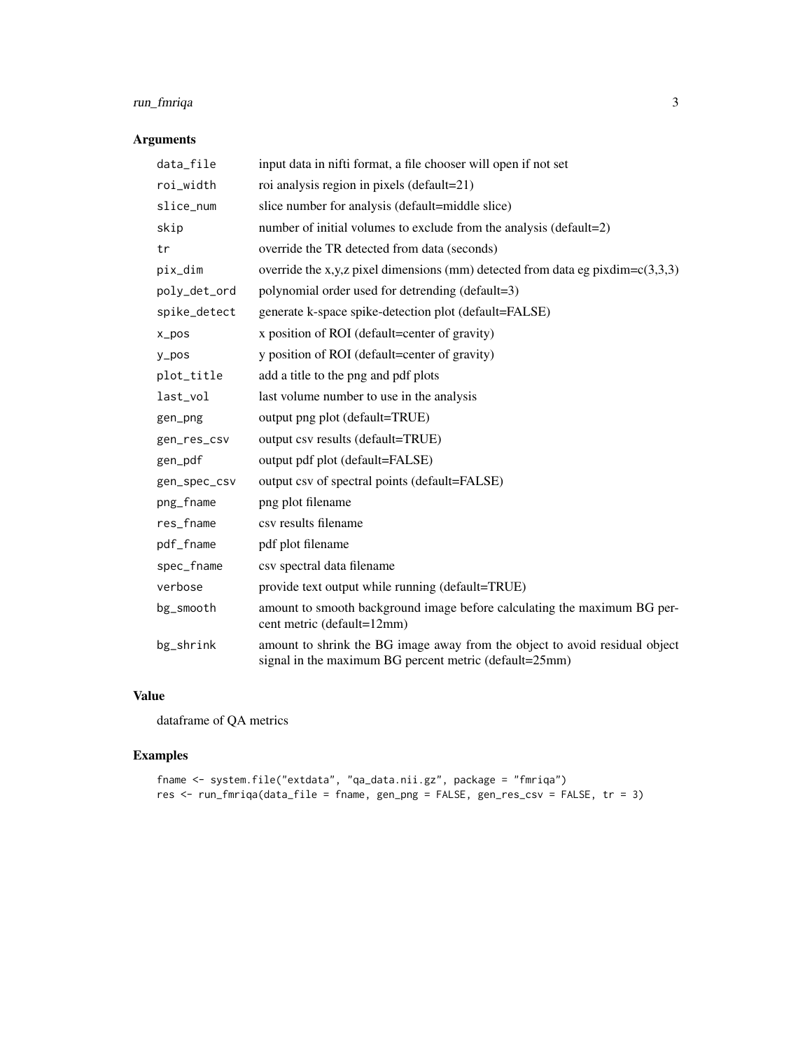## Arguments

| Argument | Description |
| --- | --- |
| `data_file` | input data in nifti format, a file chooser will open if not set |
| `roi_width` | roi analysis region in pixels (default=21) |
| `slice_num` | slice number for analysis (default=middle slice) |
| `skip` | number of initial volumes to exclude from the analysis (default=2) |
| `tr` | override the TR detected from data (seconds) |
| `pix_dim` | override the x,y,z pixel dimensions (mm) detected from data eg pixdim=c(3,3,3) |
| `poly_det_ord` | polynomial order used for detrending (default=3) |
| `spike_detect` | generate k-space spike-detection plot (default=FALSE) |
| `x_pos` | x position of ROI (default=center of gravity) |
| `y_pos` | y position of ROI (default=center of gravity) |
| `plot_title` | add a title to the png and pdf plots |
| `last_vol` | last volume number to use in the analysis |
| `gen_png` | output png plot (default=TRUE) |
| `gen_res_csv` | output csv results (default=TRUE) |
| `gen_pdf` | output pdf plot (default=FALSE) |
| `gen_spec_csv` | output csv of spectral points (default=FALSE) |
| `png_fname` | png plot filename |
| `res_fname` | csv results filename |
| `pdf_fname` | pdf plot filename |
| `spec_fname` | csv spectral data filename |
| `verbose` | provide text output while running (default=TRUE) |
| `bg_smooth` | amount to smooth background image before calculating the maximum BG percent metric (default=12mm) |
| `bg_shrink` | amount to shrink the BG image away from the object to avoid residual object signal in the maximum BG percent metric (default=25mm) |

## Value

dataframe of QA metrics

## Examples

```
fname <- system.file("extdata", "qa_data.nii.gz", package = "fmriqa")
res <- run_fmriqa(data_file = fname, gen_png = FALSE, gen_res_csv = FALSE, tr = 3)
```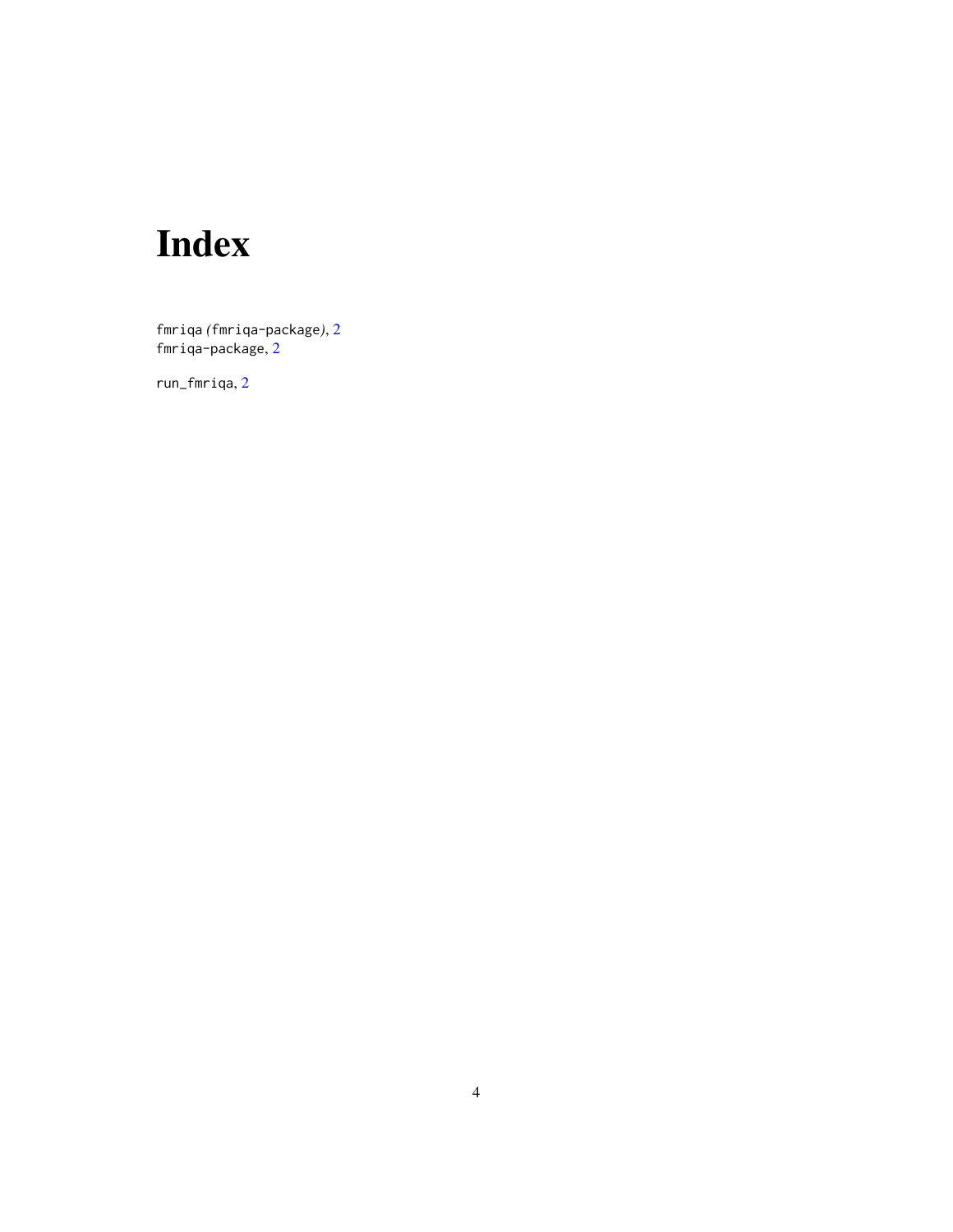# Index

fmriqa (fmriqa-package), 2
fmriqa-package, 2

run_fmriqa, 2